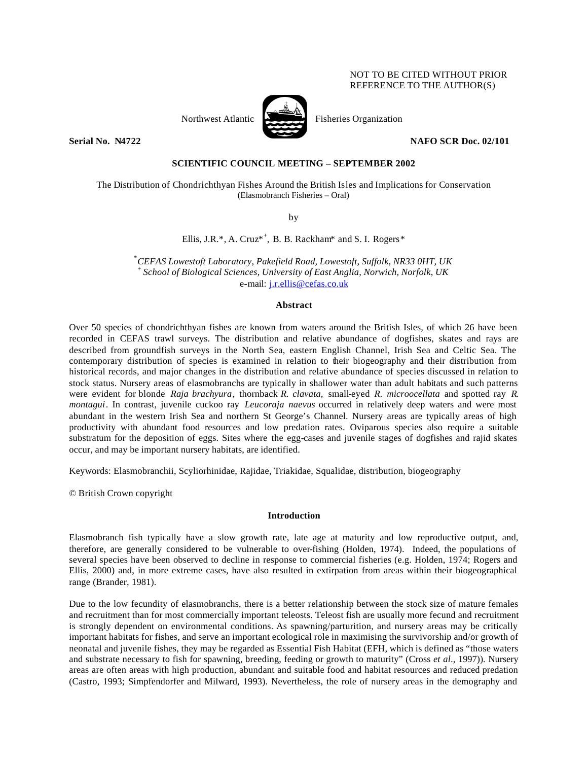NOT TO BE CITED WITHOUT PRIOR REFERENCE TO THE AUTHOR(S)

Northwest Atlantic Fisheries Organization

**Serial No. N4722** **NAFO SCR Doc. 02/101**

**SCIENTIFIC COUNCIL MEETING – SEPTEMBER 2002**

# The Distribution of Chondrichthyan Fishes Around the British Isles and Implications for Conservation

(Elasmobranch Fisheries – Oral)

by

Ellis, J.R.*, A. Cruz*[+], B. B. Rackham* and S. I. Rogers*

*[*]CEFAS Lowestoft Laboratory, Pakefield Road, Lowestoft, Suffolk, NR33 0HT, UK*
*[+] School of Biological Sciences, University of East Anglia, Norwich, Norfolk, UK*
e-mail: j.r.ellis@cefas.co.uk

## Abstract

Over 50 species of chondrichthyan fishes are known from waters around the British Isles, of which 26 have been recorded in CEFAS trawl surveys. The distribution and relative abundance of dogfishes, skates and rays are described from groundfish surveys in the North Sea, eastern English Channel, Irish Sea and Celtic Sea. The contemporary distribution of species is examined in relation to their biogeography and their distribution from historical records, and major changes in the distribution and relative abundance of species discussed in relation to stock status. Nursery areas of elasmobranchs are typically in shallower water than adult habitats and such patterns were evident for blonde *Raja brachyura*, thornback *R. clavata,* small-eyed *R. microocellata* and spotted ray *R. montagui*. In contrast, juvenile cuckoo ray *Leucoraja naevus* occurred in relatively deep waters and were most abundant in the western Irish Sea and northern St George's Channel. Nursery areas are typically areas of high productivity with abundant food resources and low predation rates. Oviparous species also require a suitable substratum for the deposition of eggs. Sites where the egg-cases and juvenile stages of dogfishes and rajid skates occur, and may be important nursery habitats, are identified.

Keywords: Elasmobranchii, Scyliorhinidae, Rajidae, Triakidae, Squalidae, distribution, biogeography

© British Crown copyright

## Introduction

Elasmobranch fish typically have a slow growth rate, late age at maturity and low reproductive output, and, therefore, are generally considered to be vulnerable to over-fishing (Holden, 1974). Indeed, the populations of several species have been observed to decline in response to commercial fisheries (e.g. Holden, 1974; Rogers and Ellis, 2000) and, in more extreme cases, have also resulted in extirpation from areas within their biogeographical range (Brander, 1981).

Due to the low fecundity of elasmobranchs, there is a better relationship between the stock size of mature females and recruitment than for most commercially important teleosts. Teleost fish are usually more fecund and recruitment is strongly dependent on environmental conditions. As spawning/parturition, and nursery areas may be critically important habitats for fishes, and serve an important ecological role in maximising the survivorship and/or growth of neonatal and juvenile fishes, they may be regarded as Essential Fish Habitat (EFH, which is defined as "those waters and substrate necessary to fish for spawning, breeding, feeding or growth to maturity" (Cross *et al*., 1997)). Nursery areas are often areas with high production, abundant and suitable food and habitat resources and reduced predation (Castro, 1993; Simpfendorfer and Milward, 1993). Nevertheless, the role of nursery areas in the demography and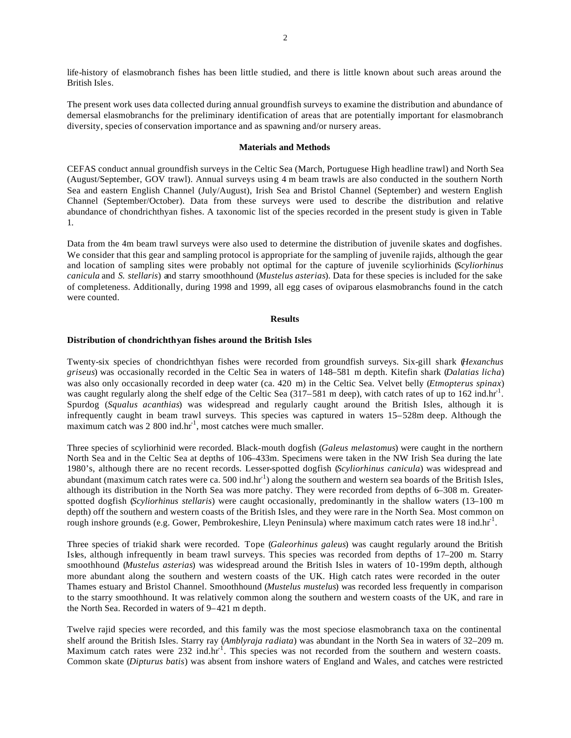life-history of elasmobranch fishes has been little studied, and there is little known about such areas around the British Isles.

The present work uses data collected during annual groundfish surveys to examine the distribution and abundance of demersal elasmobranchs for the preliminary identification of areas that are potentially important for elasmobranch diversity, species of conservation importance and as spawning and/or nursery areas.

## Materials and Methods

CEFAS conduct annual groundfish surveys in the Celtic Sea (March, Portuguese High headline trawl) and North Sea (August/September, GOV trawl). Annual surveys using 4 m beam trawls are also conducted in the southern North Sea and eastern English Channel (July/August), Irish Sea and Bristol Channel (September) and western English Channel (September/October). Data from these surveys were used to describe the distribution and relative abundance of chondrichthyan fishes. A taxonomic list of the species recorded in the present study is given in Table 1.

Data from the 4m beam trawl surveys were also used to determine the distribution of juvenile skates and dogfishes. We consider that this gear and sampling protocol is appropriate for the sampling of juvenile rajids, although the gear and location of sampling sites were probably not optimal for the capture of juvenile scyliorhinids (*Scyliorhinus canicula* and *S. stellaris*) and starry smoothhound (*Mustelus asterias*). Data for these species is included for the sake of completeness. Additionally, during 1998 and 1999, all egg cases of oviparous elasmobranchs found in the catch were counted.

## Results

### Distribution of chondrichthyan fishes around the British Isles

Twenty-six species of chondrichthyan fishes were recorded from groundfish surveys. Six-gill shark (*Hexanchus griseus*) was occasionally recorded in the Celtic Sea in waters of 148–581 m depth. Kitefin shark (*Dalatias licha*) was also only occasionally recorded in deep water (ca. 420 m) in the Celtic Sea. Velvet belly (*Etmopterus spinax*) was caught regularly along the shelf edge of the Celtic Sea (317–581 m deep), with catch rates of up to 162 ind.hr$^{-1}$. Spurdog (*Squalus acanthias*) was widespread and regularly caught around the British Isles, although it is infrequently caught in beam trawl surveys. This species was captured in waters 15–528m deep. Although the maximum catch was 2 800 ind.hr$^{-1}$, most catches were much smaller.

Three species of scyliorhinid were recorded. Black-mouth dogfish (*Galeus melastomus*) were caught in the northern North Sea and in the Celtic Sea at depths of 106–433m. Specimens were taken in the NW Irish Sea during the late 1980's, although there are no recent records. Lesser-spotted dogfish (*Scyliorhinus canicula*) was widespread and abundant (maximum catch rates were ca. 500 ind.hr$^{-1}$) along the southern and western sea boards of the British Isles, although its distribution in the North Sea was more patchy. They were recorded from depths of 6–308 m. Greater-spotted dogfish (*Scyliorhinus stellaris*) were caught occasionally, predominantly in the shallow waters (13–100 m depth) off the southern and western coasts of the British Isles, and they were rare in the North Sea. Most common on rough inshore grounds (e.g. Gower, Pembrokeshire, Lleyn Peninsula) where maximum catch rates were 18 ind.hr$^{-1}$.

Three species of triakid shark were recorded. Tope (*Galeorhinus galeus*) was caught regularly around the British Isles, although infrequently in beam trawl surveys. This species was recorded from depths of 17–200 m. Starry smoothhound (*Mustelus asterias*) was widespread around the British Isles in waters of 10-199m depth, although more abundant along the southern and western coasts of the UK. High catch rates were recorded in the outer Thames estuary and Bristol Channel. Smoothhound (*Mustelus mustelus*) was recorded less frequently in comparison to the starry smoothhound. It was relatively common along the southern and western coasts of the UK, and rare in the North Sea. Recorded in waters of 9–421 m depth.

Twelve rajid species were recorded, and this family was the most speciose elasmobranch taxa on the continental shelf around the British Isles. Starry ray (*Amblyraja radiata*) was abundant in the North Sea in waters of 32–209 m. Maximum catch rates were 232 ind.hr$^{-1}$. This species was not recorded from the southern and western coasts. Common skate (*Dipturus batis*) was absent from inshore waters of England and Wales, and catches were restricted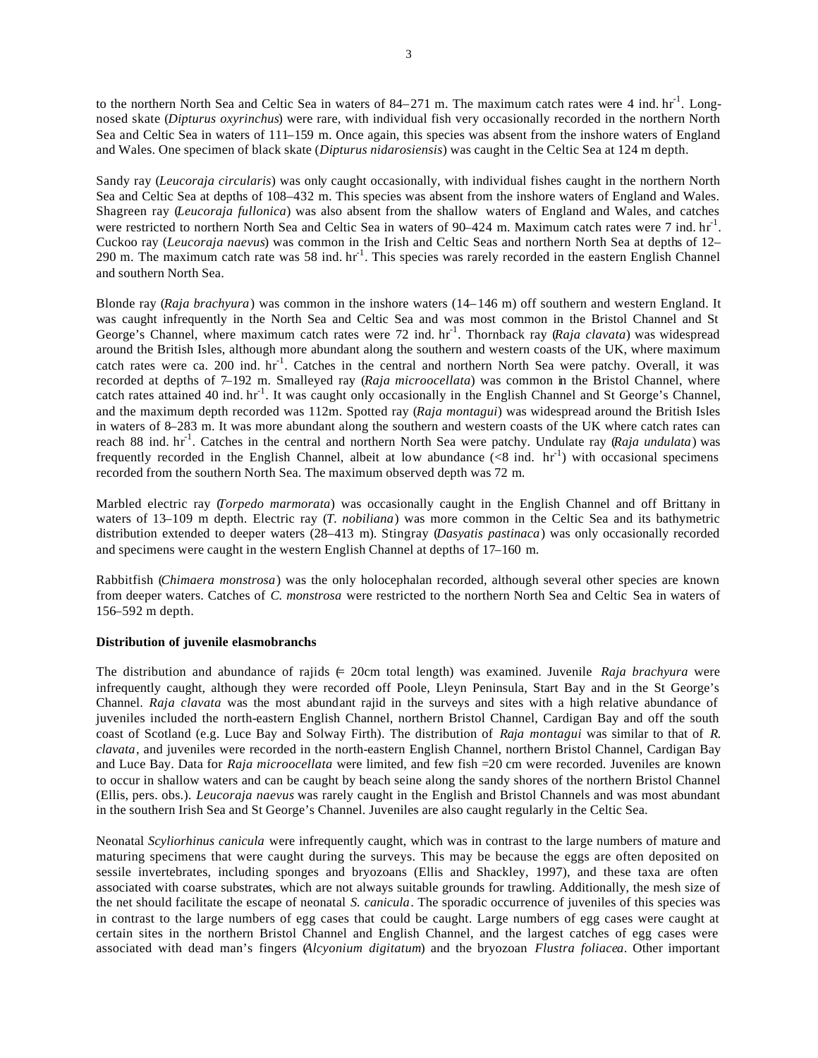to the northern North Sea and Celtic Sea in waters of 84–271 m. The maximum catch rates were 4 ind. $hr^{-1}$. Long-nosed skate (*Dipturus oxyrinchus*) were rare, with individual fish very occasionally recorded in the northern North Sea and Celtic Sea in waters of 111–159 m. Once again, this species was absent from the inshore waters of England and Wales. One specimen of black skate (*Dipturus nidarosiensis*) was caught in the Celtic Sea at 124 m depth.

Sandy ray (*Leucoraja circularis*) was only caught occasionally, with individual fishes caught in the northern North Sea and Celtic Sea at depths of 108–432 m. This species was absent from the inshore waters of England and Wales. Shagreen ray (*Leucoraja fullonica*) was also absent from the shallow waters of England and Wales, and catches were restricted to northern North Sea and Celtic Sea in waters of 90–424 m. Maximum catch rates were 7 ind. $hr^{-1}$. Cuckoo ray (*Leucoraja naevus*) was common in the Irish and Celtic Seas and northern North Sea at depths of 12–290 m. The maximum catch rate was 58 ind. $hr^{-1}$. This species was rarely recorded in the eastern English Channel and southern North Sea.

Blonde ray (*Raja brachyura*) was common in the inshore waters (14–146 m) off southern and western England. It was caught infrequently in the North Sea and Celtic Sea and was most common in the Bristol Channel and St George's Channel, where maximum catch rates were 72 ind. $hr^{-1}$. Thornback ray (*Raja clavata*) was widespread around the British Isles, although more abundant along the southern and western coasts of the UK, where maximum catch rates were ca. 200 ind. $hr^{-1}$. Catches in the central and northern North Sea were patchy. Overall, it was recorded at depths of 7–192 m. Smalleyed ray (*Raja microocellata*) was common in the Bristol Channel, where catch rates attained 40 ind. $hr^{-1}$. It was caught only occasionally in the English Channel and St George's Channel, and the maximum depth recorded was 112m. Spotted ray (*Raja montagui*) was widespread around the British Isles in waters of 8–283 m. It was more abundant along the southern and western coasts of the UK where catch rates can reach 88 ind. $hr^{-1}$. Catches in the central and northern North Sea were patchy. Undulate ray (*Raja undulata*) was frequently recorded in the English Channel, albeit at low abundance (<8 ind. $hr^{-1}$) with occasional specimens recorded from the southern North Sea. The maximum observed depth was 72 m.

Marbled electric ray (*Torpedo marmorata*) was occasionally caught in the English Channel and off Brittany in waters of 13–109 m depth. Electric ray (*T. nobiliana*) was more common in the Celtic Sea and its bathymetric distribution extended to deeper waters (28–413 m). Stingray (*Dasyatis pastinaca*) was only occasionally recorded and specimens were caught in the western English Channel at depths of 17–160 m.

Rabbitfish (*Chimaera monstrosa*) was the only holocephalan recorded, although several other species are known from deeper waters. Catches of *C. monstrosa* were restricted to the northern North Sea and Celtic Sea in waters of 156–592 m depth.

**Distribution of juvenile elasmobranchs**

The distribution and abundance of rajids (≤ 20cm total length) was examined. Juvenile *Raja brachyura* were infrequently caught, although they were recorded off Poole, Lleyn Peninsula, Start Bay and in the St George's Channel. *Raja clavata* was the most abundant rajid in the surveys and sites with a high relative abundance of juveniles included the north-eastern English Channel, northern Bristol Channel, Cardigan Bay and off the south coast of Scotland (e.g. Luce Bay and Solway Firth). The distribution of *Raja montagui* was similar to that of *R. clavata*, and juveniles were recorded in the north-eastern English Channel, northern Bristol Channel, Cardigan Bay and Luce Bay. Data for *Raja microocellata* were limited, and few fish =20 cm were recorded. Juveniles are known to occur in shallow waters and can be caught by beach seine along the sandy shores of the northern Bristol Channel (Ellis, pers. obs.). *Leucoraja naevus* was rarely caught in the English and Bristol Channels and was most abundant in the southern Irish Sea and St George's Channel. Juveniles are also caught regularly in the Celtic Sea.

Neonatal *Scyliorhinus canicula* were infrequently caught, which was in contrast to the large numbers of mature and maturing specimens that were caught during the surveys. This may be because the eggs are often deposited on sessile invertebrates, including sponges and bryozoans (Ellis and Shackley, 1997), and these taxa are often associated with coarse substrates, which are not always suitable grounds for trawling. Additionally, the mesh size of the net should facilitate the escape of neonatal *S. canicula*. The sporadic occurrence of juveniles of this species was in contrast to the large numbers of egg cases that could be caught. Large numbers of egg cases were caught at certain sites in the northern Bristol Channel and English Channel, and the largest catches of egg cases were associated with dead man's fingers (*Alcyonium digitatum*) and the bryozoan *Flustra foliacea*. Other important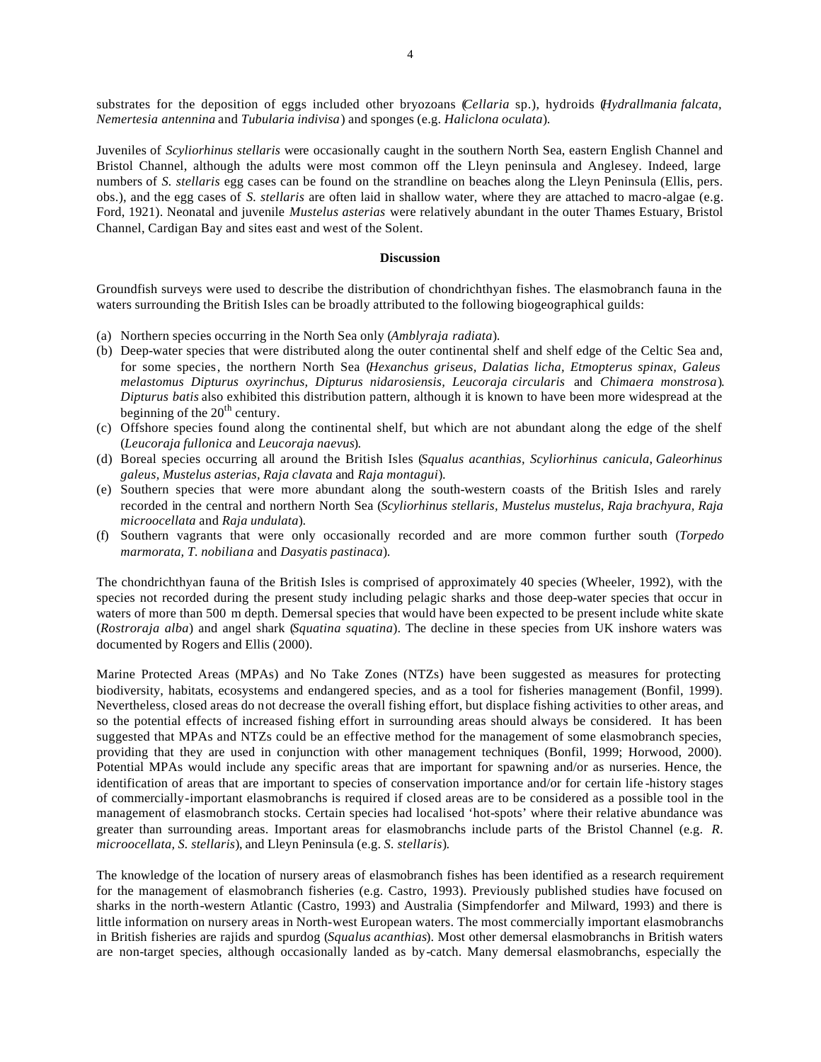substrates for the deposition of eggs included other bryozoans (*Cellaria* sp.), hydroids (*Hydrallmania falcata, Nemertesia antennina* and *Tubularia indivisa*) and sponges (e.g. *Haliclona oculata*).

Juveniles of *Scyliorhinus stellaris* were occasionally caught in the southern North Sea, eastern English Channel and Bristol Channel, although the adults were most common off the Lleyn peninsula and Anglesey. Indeed, large numbers of *S. stellaris* egg cases can be found on the strandline on beaches along the Lleyn Peninsula (Ellis, pers. obs.), and the egg cases of *S. stellaris* are often laid in shallow water, where they are attached to macro-algae (e.g. Ford, 1921). Neonatal and juvenile *Mustelus asterias* were relatively abundant in the outer Thames Estuary, Bristol Channel, Cardigan Bay and sites east and west of the Solent.

## Discussion

Groundfish surveys were used to describe the distribution of chondrichthyan fishes. The elasmobranch fauna in the waters surrounding the British Isles can be broadly attributed to the following biogeographical guilds:

(a) Northern species occurring in the North Sea only (*Amblyraja radiata*).
(b) Deep-water species that were distributed along the outer continental shelf and shelf edge of the Celtic Sea and, for some species, the northern North Sea (*Hexanchus griseus, Dalatias licha, Etmopterus spinax, Galeus melastomus Dipturus oxyrinchus, Dipturus nidarosiensis, Leucoraja circularis* and *Chimaera monstrosa*). *Dipturus batis* also exhibited this distribution pattern, although it is known to have been more widespread at the beginning of the 20th century.
(c) Offshore species found along the continental shelf, but which are not abundant along the edge of the shelf (*Leucoraja fullonica* and *Leucoraja naevus*).
(d) Boreal species occurring all around the British Isles (*Squalus acanthias, Scyliorhinus canicula, Galeorhinus galeus, Mustelus asterias, Raja clavata* and *Raja montagui*).
(e) Southern species that were more abundant along the south-western coasts of the British Isles and rarely recorded in the central and northern North Sea (*Scyliorhinus stellaris, Mustelus mustelus, Raja brachyura, Raja microocellata* and *Raja undulata*).
(f) Southern vagrants that were only occasionally recorded and are more common further south (*Torpedo marmorata, T. nobiliana* and *Dasyatis pastinaca*).

The chondrichthyan fauna of the British Isles is comprised of approximately 40 species (Wheeler, 1992), with the species not recorded during the present study including pelagic sharks and those deep-water species that occur in waters of more than 500 m depth. Demersal species that would have been expected to be present include white skate (*Rostroraja alba*) and angel shark (*Squatina squatina*). The decline in these species from UK inshore waters was documented by Rogers and Ellis (2000).

Marine Protected Areas (MPAs) and No Take Zones (NTZs) have been suggested as measures for protecting biodiversity, habitats, ecosystems and endangered species, and as a tool for fisheries management (Bonfil, 1999). Nevertheless, closed areas do not decrease the overall fishing effort, but displace fishing activities to other areas, and so the potential effects of increased fishing effort in surrounding areas should always be considered. It has been suggested that MPAs and NTZs could be an effective method for the management of some elasmobranch species, providing that they are used in conjunction with other management techniques (Bonfil, 1999; Horwood, 2000). Potential MPAs would include any specific areas that are important for spawning and/or as nurseries. Hence, the identification of areas that are important to species of conservation importance and/or for certain life-history stages of commercially-important elasmobranchs is required if closed areas are to be considered as a possible tool in the management of elasmobranch stocks. Certain species had localised 'hot-spots' where their relative abundance was greater than surrounding areas. Important areas for elasmobranchs include parts of the Bristol Channel (e.g. *R. microocellata, S. stellaris*), and Lleyn Peninsula (e.g. *S. stellaris*).

The knowledge of the location of nursery areas of elasmobranch fishes has been identified as a research requirement for the management of elasmobranch fisheries (e.g. Castro, 1993). Previously published studies have focused on sharks in the north-western Atlantic (Castro, 1993) and Australia (Simpfendorfer and Milward, 1993) and there is little information on nursery areas in North-west European waters. The most commercially important elasmobranchs in British fisheries are rajids and spurdog (*Squalus acanthias*). Most other demersal elasmobranchs in British waters are non-target species, although occasionally landed as by-catch. Many demersal elasmobranchs, especially the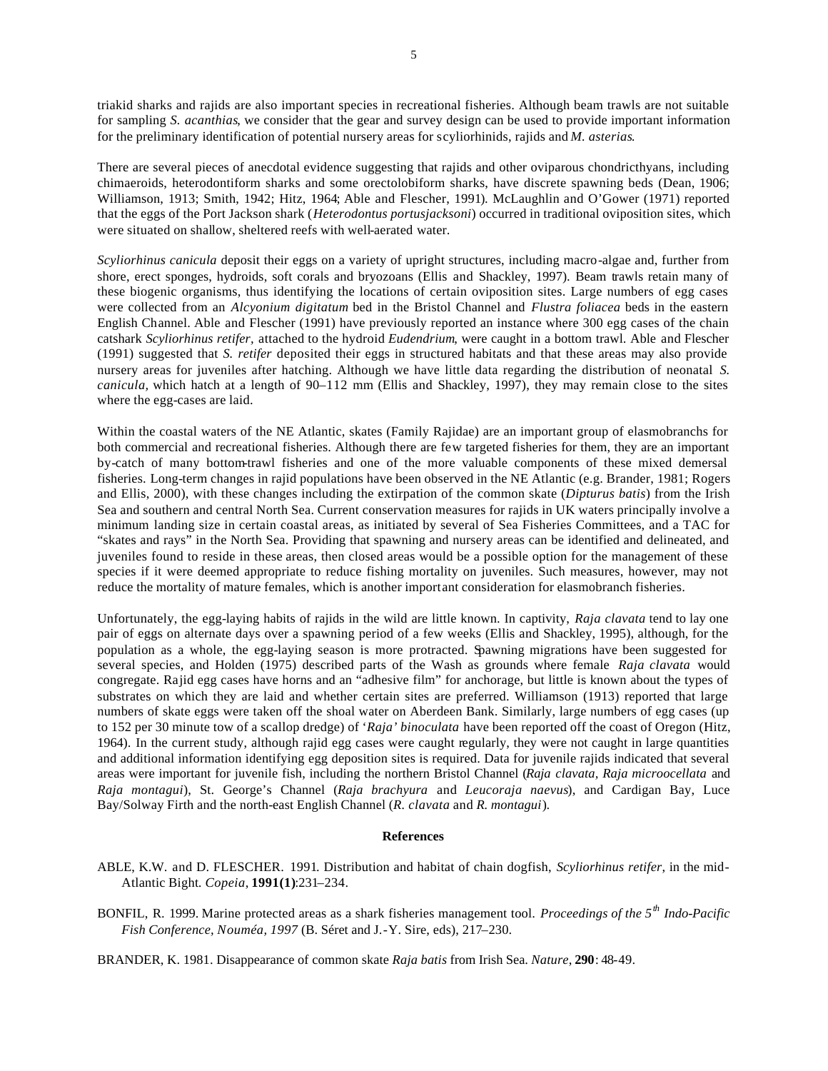triakid sharks and rajids are also important species in recreational fisheries. Although beam trawls are not suitable for sampling *S. acanthias*, we consider that the gear and survey design can be used to provide important information for the preliminary identification of potential nursery areas for scyliorhinids, rajids and *M. asterias*.

There are several pieces of anecdotal evidence suggesting that rajids and other oviparous chondricthyans, including chimaeroids, heterodontiform sharks and some orectolobiform sharks, have discrete spawning beds (Dean, 1906; Williamson, 1913; Smith, 1942; Hitz, 1964; Able and Flescher, 1991). McLaughlin and O'Gower (1971) reported that the eggs of the Port Jackson shark (*Heterodontus portusjacksoni*) occurred in traditional oviposition sites, which were situated on shallow, sheltered reefs with well-aerated water.

*Scyliorhinus canicula* deposit their eggs on a variety of upright structures, including macro-algae and, further from shore, erect sponges, hydroids, soft corals and bryozoans (Ellis and Shackley, 1997). Beam trawls retain many of these biogenic organisms, thus identifying the locations of certain oviposition sites. Large numbers of egg cases were collected from an *Alcyonium digitatum* bed in the Bristol Channel and *Flustra foliacea* beds in the eastern English Channel. Able and Flescher (1991) have previously reported an instance where 300 egg cases of the chain catshark *Scyliorhinus retifer*, attached to the hydroid *Eudendrium*, were caught in a bottom trawl. Able and Flescher (1991) suggested that *S. retifer* deposited their eggs in structured habitats and that these areas may also provide nursery areas for juveniles after hatching. Although we have little data regarding the distribution of neonatal *S. canicula*, which hatch at a length of 90–112 mm (Ellis and Shackley, 1997), they may remain close to the sites where the egg-cases are laid.

Within the coastal waters of the NE Atlantic, skates (Family Rajidae) are an important group of elasmobranchs for both commercial and recreational fisheries. Although there are few targeted fisheries for them, they are an important by-catch of many bottom-trawl fisheries and one of the more valuable components of these mixed demersal fisheries. Long-term changes in rajid populations have been observed in the NE Atlantic (e.g. Brander, 1981; Rogers and Ellis, 2000), with these changes including the extirpation of the common skate (*Dipturus batis*) from the Irish Sea and southern and central North Sea. Current conservation measures for rajids in UK waters principally involve a minimum landing size in certain coastal areas, as initiated by several of Sea Fisheries Committees, and a TAC for "skates and rays" in the North Sea. Providing that spawning and nursery areas can be identified and delineated, and juveniles found to reside in these areas, then closed areas would be a possible option for the management of these species if it were deemed appropriate to reduce fishing mortality on juveniles. Such measures, however, may not reduce the mortality of mature females, which is another important consideration for elasmobranch fisheries.

Unfortunately, the egg-laying habits of rajids in the wild are little known. In captivity, *Raja clavata* tend to lay one pair of eggs on alternate days over a spawning period of a few weeks (Ellis and Shackley, 1995), although, for the population as a whole, the egg-laying season is more protracted. Spawning migrations have been suggested for several species, and Holden (1975) described parts of the Wash as grounds where female *Raja clavata* would congregate. Rajid egg cases have horns and an "adhesive film" for anchorage, but little is known about the types of substrates on which they are laid and whether certain sites are preferred. Williamson (1913) reported that large numbers of skate eggs were taken off the shoal water on Aberdeen Bank. Similarly, large numbers of egg cases (up to 152 per 30 minute tow of a scallop dredge) of '*Raja' binoculata* have been reported off the coast of Oregon (Hitz, 1964). In the current study, although rajid egg cases were caught regularly, they were not caught in large quantities and additional information identifying egg deposition sites is required. Data for juvenile rajids indicated that several areas were important for juvenile fish, including the northern Bristol Channel (*Raja clavata, Raja microocellata* and *Raja montagui*), St. George's Channel (*Raja brachyura* and *Leucoraja naevus*), and Cardigan Bay, Luce Bay/Solway Firth and the north-east English Channel (*R. clavata* and *R. montagui*).

## References

ABLE, K.W. and D. FLESCHER. 1991. Distribution and habitat of chain dogfish, *Scyliorhinus retifer*, in the mid-Atlantic Bight. *Copeia*, **1991(1)**:231–234.

BONFIL, R. 1999. Marine protected areas as a shark fisheries management tool. *Proceedings of the 5th Indo-Pacific Fish Conference, Nouméa, 1997* (B. Séret and J.-Y. Sire, eds), 217–230.

BRANDER, K. 1981. Disappearance of common skate *Raja batis* from Irish Sea. *Nature*, **290**: 48-49.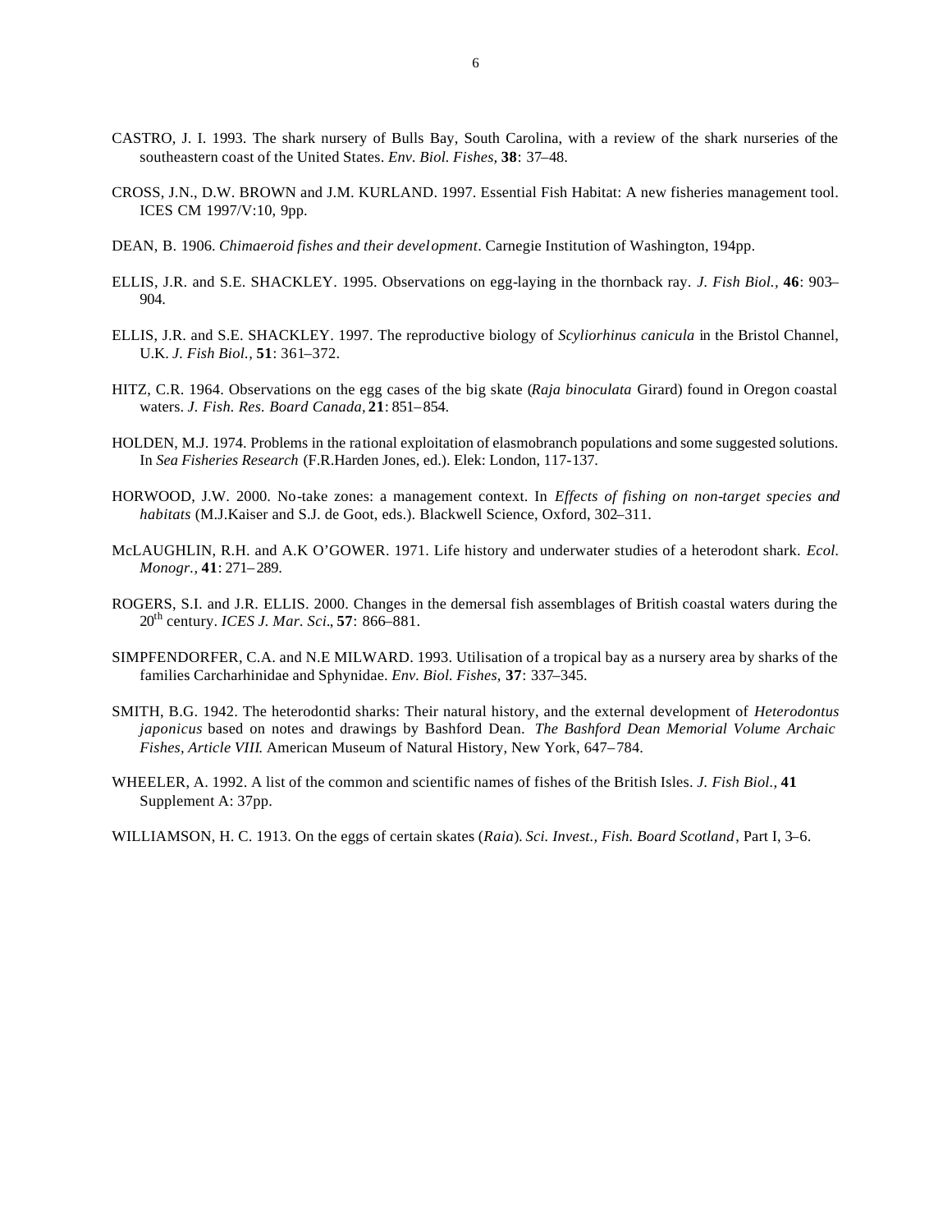CASTRO, J. I. 1993. The shark nursery of Bulls Bay, South Carolina, with a review of the shark nurseries of the southeastern coast of the United States. *Env. Biol. Fishes*, **38**: 37–48.

CROSS, J.N., D.W. BROWN and J.M. KURLAND. 1997. Essential Fish Habitat: A new fisheries management tool. ICES CM 1997/V:10, 9pp.

DEAN, B. 1906. *Chimaeroid fishes and their development*. Carnegie Institution of Washington, 194pp.

ELLIS, J.R. and S.E. SHACKLEY. 1995. Observations on egg-laying in the thornback ray. *J. Fish Biol.*, **46**: 903–904.

ELLIS, J.R. and S.E. SHACKLEY. 1997. The reproductive biology of *Scyliorhinus canicula* in the Bristol Channel, U.K. *J. Fish Biol.*, **51**: 361–372.

HITZ, C.R. 1964. Observations on the egg cases of the big skate (*Raja binoculata* Girard) found in Oregon coastal waters. *J. Fish. Res. Board Canada*, **21**: 851–854.

HOLDEN, M.J. 1974. Problems in the rational exploitation of elasmobranch populations and some suggested solutions. In *Sea Fisheries Research* (F.R.Harden Jones, ed.). Elek: London, 117-137.

HORWOOD, J.W. 2000. No-take zones: a management context. In *Effects of fishing on non-target species and habitats* (M.J.Kaiser and S.J. de Goot, eds.). Blackwell Science, Oxford, 302–311.

McLAUGHLIN, R.H. and A.K O'GOWER. 1971. Life history and underwater studies of a heterodont shark. *Ecol. Monogr.*, **41**: 271–289.

ROGERS, S.I. and J.R. ELLIS. 2000. Changes in the demersal fish assemblages of British coastal waters during the 20th century. *ICES J. Mar. Sci.*, **57**: 866–881.

SIMPFENDORFER, C.A. and N.E MILWARD. 1993. Utilisation of a tropical bay as a nursery area by sharks of the families Carcharhinidae and Sphynidae. *Env. Biol. Fishes*, **37**: 337–345.

SMITH, B.G. 1942. The heterodontid sharks: Their natural history, and the external development of *Heterodontus japonicus* based on notes and drawings by Bashford Dean. *The Bashford Dean Memorial Volume Archaic Fishes, Article VIII*. American Museum of Natural History, New York, 647–784.

WHEELER, A. 1992. A list of the common and scientific names of fishes of the British Isles. *J. Fish Biol.*, **41** Supplement A: 37pp.

WILLIAMSON, H. C. 1913. On the eggs of certain skates (*Raia*). *Sci. Invest., Fish. Board Scotland*, Part I, 3–6.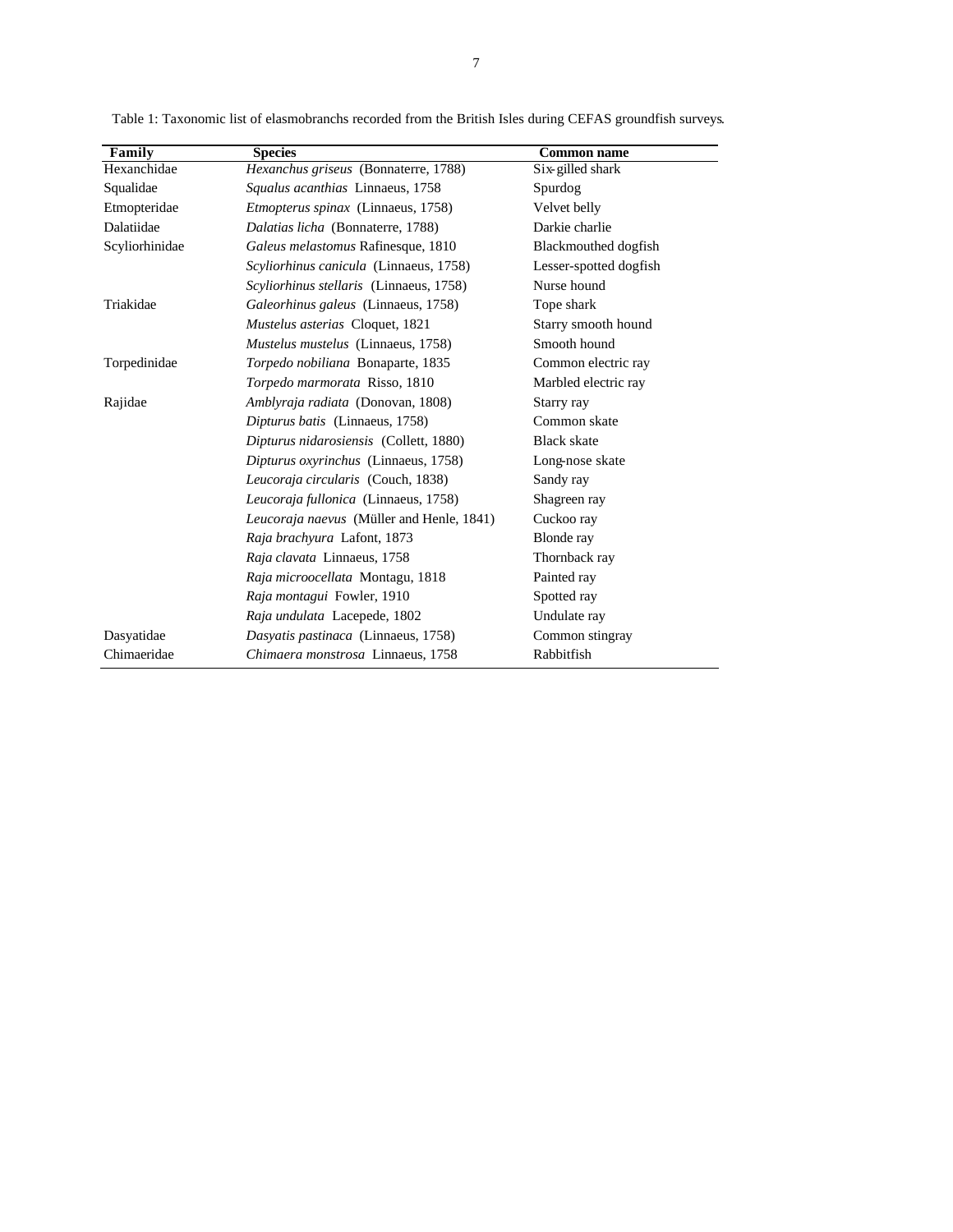Table 1: Taxonomic list of elasmobranchs recorded from the British Isles during CEFAS groundfish surveys.

| Family | Species | Common name |
| --- | --- | --- |
| Hexanchidae | *Hexanchus griseus* (Bonnaterre, 1788) | Six-gilled shark |
| Squalidae | *Squalus acanthias* Linnaeus, 1758 | Spurdog |
| Etmopteridae | *Etmopterus spinax* (Linnaeus, 1758) | Velvet belly |
| Dalatiidae | *Dalatias licha* (Bonnaterre, 1788) | Darkie charlie |
| Scyliorhinidae | *Galeus melastomus* Rafinesque, 1810 | Blackmouthed dogfish |
| | *Scyliorhinus canicula* (Linnaeus, 1758) | Lesser-spotted dogfish |
| | *Scyliorhinus stellaris* (Linnaeus, 1758) | Nurse hound |
| Triakidae | *Galeorhinus galeus* (Linnaeus, 1758) | Tope shark |
| | *Mustelus asterias* Cloquet, 1821 | Starry smooth hound |
| | *Mustelus mustelus* (Linnaeus, 1758) | Smooth hound |
| Torpedinidae | *Torpedo nobiliana* Bonaparte, 1835 | Common electric ray |
| | *Torpedo marmorata* Risso, 1810 | Marbled electric ray |
| Rajidae | *Amblyraja radiata* (Donovan, 1808) | Starry ray |
| | *Dipturus batis* (Linnaeus, 1758) | Common skate |
| | *Dipturus nidarosiensis* (Collett, 1880) | Black skate |
| | *Dipturus oxyrinchus* (Linnaeus, 1758) | Long-nose skate |
| | *Leucoraja circularis* (Couch, 1838) | Sandy ray |
| | *Leucoraja fullonica* (Linnaeus, 1758) | Shagreen ray |
| | *Leucoraja naevus* (Müller and Henle, 1841) | Cuckoo ray |
| | *Raja brachyura* Lafont, 1873 | Blonde ray |
| | *Raja clavata* Linnaeus, 1758 | Thornback ray |
| | *Raja microocellata* Montagu, 1818 | Painted ray |
| | *Raja montagui* Fowler, 1910 | Spotted ray |
| | *Raja undulata* Lacepede, 1802 | Undulate ray |
| Dasyatidae | *Dasyatis pastinaca* (Linnaeus, 1758) | Common stingray |
| Chimaeridae | *Chimaera monstrosa* Linnaeus, 1758 | Rabbitfish |